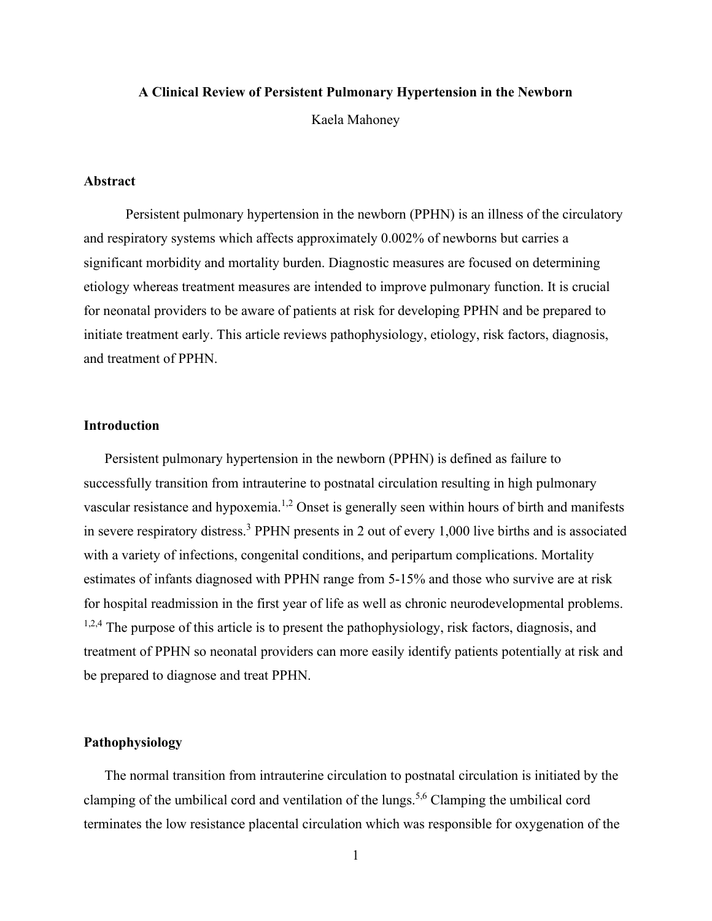# A Clinical Review of Persistent Pulmonary Hypertension in the Newborn

Kaela Mahoney

## Abstract

Persistent pulmonary hypertension in the newborn (PPHN) is an illness of the circulatory and respiratory systems which affects approximately 0.002% of newborns but carries a significant morbidity and mortality burden. Diagnostic measures are focused on determining etiology whereas treatment measures are intended to improve pulmonary function. It is crucial for neonatal providers to be aware of patients at risk for developing PPHN and be prepared to initiate treatment early. This article reviews pathophysiology, etiology, risk factors, diagnosis, and treatment of PPHN.

## Introduction

Persistent pulmonary hypertension in the newborn (PPHN) is defined as failure to successfully transition from intrauterine to postnatal circulation resulting in high pulmonary vascular resistance and hypoxemia.[1,2] Onset is generally seen within hours of birth and manifests in severe respiratory distress.[3] PPHN presents in 2 out of every 1,000 live births and is associated with a variety of infections, congenital conditions, and peripartum complications. Mortality estimates of infants diagnosed with PPHN range from 5-15% and those who survive are at risk for hospital readmission in the first year of life as well as chronic neurodevelopmental problems.[1,2,4] The purpose of this article is to present the pathophysiology, risk factors, diagnosis, and treatment of PPHN so neonatal providers can more easily identify patients potentially at risk and be prepared to diagnose and treat PPHN.

## Pathophysiology

The normal transition from intrauterine circulation to postnatal circulation is initiated by the clamping of the umbilical cord and ventilation of the lungs.[5,6] Clamping the umbilical cord terminates the low resistance placental circulation which was responsible for oxygenation of the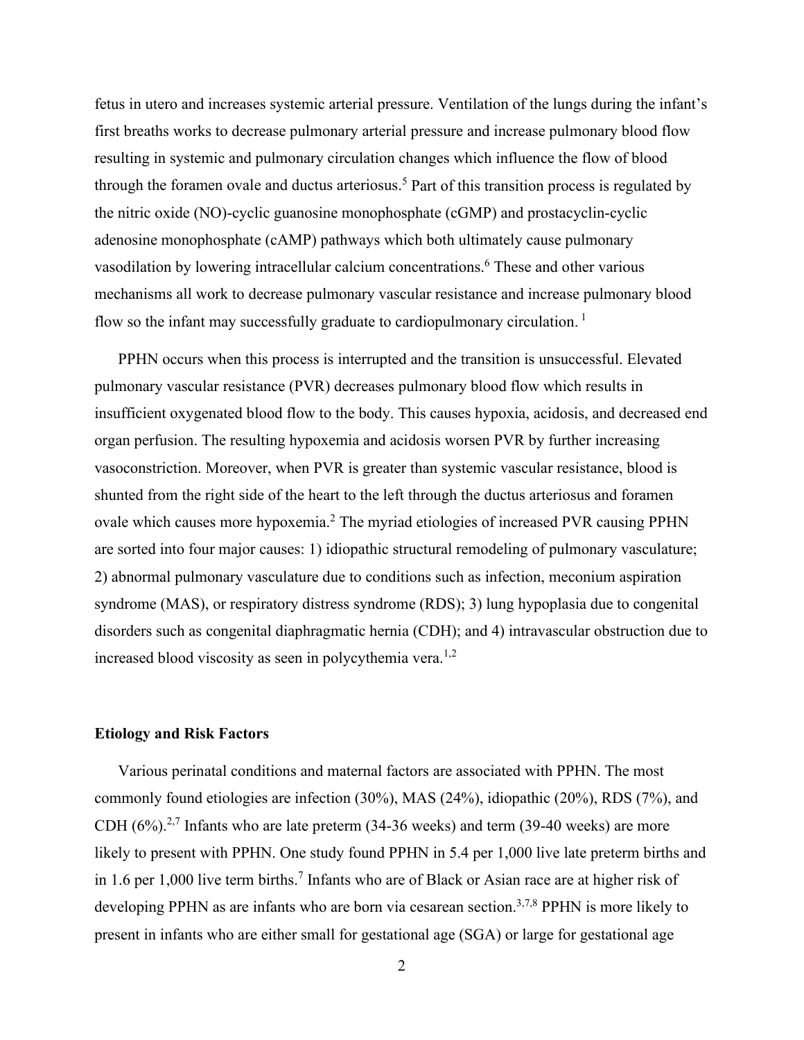fetus in utero and increases systemic arterial pressure. Ventilation of the lungs during the infant's first breaths works to decrease pulmonary arterial pressure and increase pulmonary blood flow resulting in systemic and pulmonary circulation changes which influence the flow of blood through the foramen ovale and ductus arteriosus.[5] Part of this transition process is regulated by the nitric oxide (NO)-cyclic guanosine monophosphate (cGMP) and prostacyclin-cyclic adenosine monophosphate (cAMP) pathways which both ultimately cause pulmonary vasodilation by lowering intracellular calcium concentrations.[6] These and other various mechanisms all work to decrease pulmonary vascular resistance and increase pulmonary blood flow so the infant may successfully graduate to cardiopulmonary circulation. [1]

PPHN occurs when this process is interrupted and the transition is unsuccessful. Elevated pulmonary vascular resistance (PVR) decreases pulmonary blood flow which results in insufficient oxygenated blood flow to the body. This causes hypoxia, acidosis, and decreased end organ perfusion. The resulting hypoxemia and acidosis worsen PVR by further increasing vasoconstriction. Moreover, when PVR is greater than systemic vascular resistance, blood is shunted from the right side of the heart to the left through the ductus arteriosus and foramen ovale which causes more hypoxemia.[2] The myriad etiologies of increased PVR causing PPHN are sorted into four major causes: 1) idiopathic structural remodeling of pulmonary vasculature; 2) abnormal pulmonary vasculature due to conditions such as infection, meconium aspiration syndrome (MAS), or respiratory distress syndrome (RDS); 3) lung hypoplasia due to congenital disorders such as congenital diaphragmatic hernia (CDH); and 4) intravascular obstruction due to increased blood viscosity as seen in polycythemia vera.[1,2]

## Etiology and Risk Factors

Various perinatal conditions and maternal factors are associated with PPHN. The most commonly found etiologies are infection (30%), MAS (24%), idiopathic (20%), RDS (7%), and CDH (6%).[2,7] Infants who are late preterm (34-36 weeks) and term (39-40 weeks) are more likely to present with PPHN. One study found PPHN in 5.4 per 1,000 live late preterm births and in 1.6 per 1,000 live term births.[7] Infants who are of Black or Asian race are at higher risk of developing PPHN as are infants who are born via cesarean section.[3,7,8] PPHN is more likely to present in infants who are either small for gestational age (SGA) or large for gestational age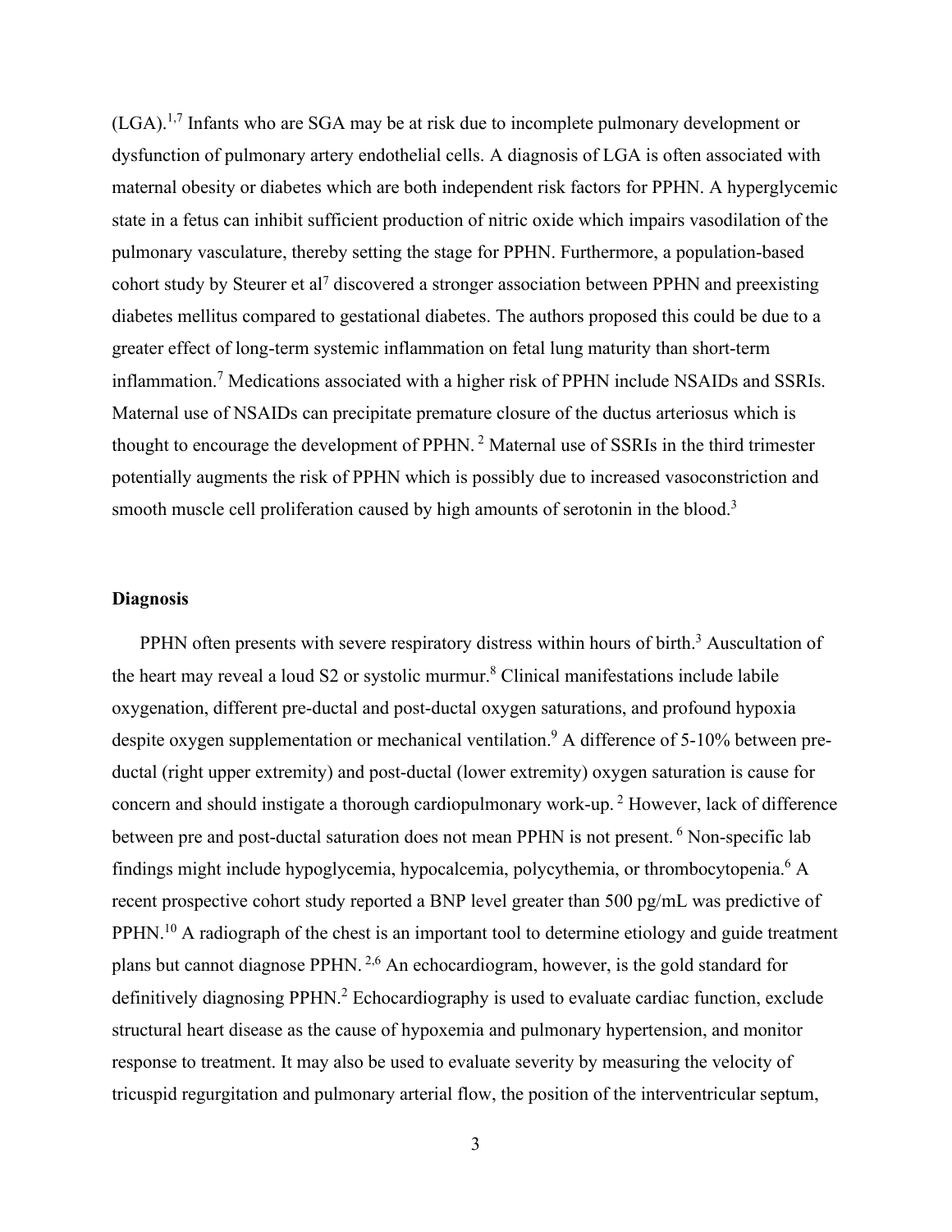(LGA).[1,7] Infants who are SGA may be at risk due to incomplete pulmonary development or dysfunction of pulmonary artery endothelial cells. A diagnosis of LGA is often associated with maternal obesity or diabetes which are both independent risk factors for PPHN. A hyperglycemic state in a fetus can inhibit sufficient production of nitric oxide which impairs vasodilation of the pulmonary vasculature, thereby setting the stage for PPHN. Furthermore, a population-based cohort study by Steurer et al[7] discovered a stronger association between PPHN and preexisting diabetes mellitus compared to gestational diabetes. The authors proposed this could be due to a greater effect of long-term systemic inflammation on fetal lung maturity than short-term inflammation.[7] Medications associated with a higher risk of PPHN include NSAIDs and SSRIs. Maternal use of NSAIDs can precipitate premature closure of the ductus arteriosus which is thought to encourage the development of PPHN.[2] Maternal use of SSRIs in the third trimester potentially augments the risk of PPHN which is possibly due to increased vasoconstriction and smooth muscle cell proliferation caused by high amounts of serotonin in the blood.[3]

**Diagnosis**

PPHN often presents with severe respiratory distress within hours of birth.[3] Auscultation of the heart may reveal a loud S2 or systolic murmur.[8] Clinical manifestations include labile oxygenation, different pre-ductal and post-ductal oxygen saturations, and profound hypoxia despite oxygen supplementation or mechanical ventilation.[9] A difference of 5-10% between pre-ductal (right upper extremity) and post-ductal (lower extremity) oxygen saturation is cause for concern and should instigate a thorough cardiopulmonary work-up.[2] However, lack of difference between pre and post-ductal saturation does not mean PPHN is not present.[6] Non-specific lab findings might include hypoglycemia, hypocalcemia, polycythemia, or thrombocytopenia.[6] A recent prospective cohort study reported a BNP level greater than 500 pg/mL was predictive of PPHN.[10] A radiograph of the chest is an important tool to determine etiology and guide treatment plans but cannot diagnose PPHN.[2,6] An echocardiogram, however, is the gold standard for definitively diagnosing PPHN.[2] Echocardiography is used to evaluate cardiac function, exclude structural heart disease as the cause of hypoxemia and pulmonary hypertension, and monitor response to treatment. It may also be used to evaluate severity by measuring the velocity of tricuspid regurgitation and pulmonary arterial flow, the position of the interventricular septum,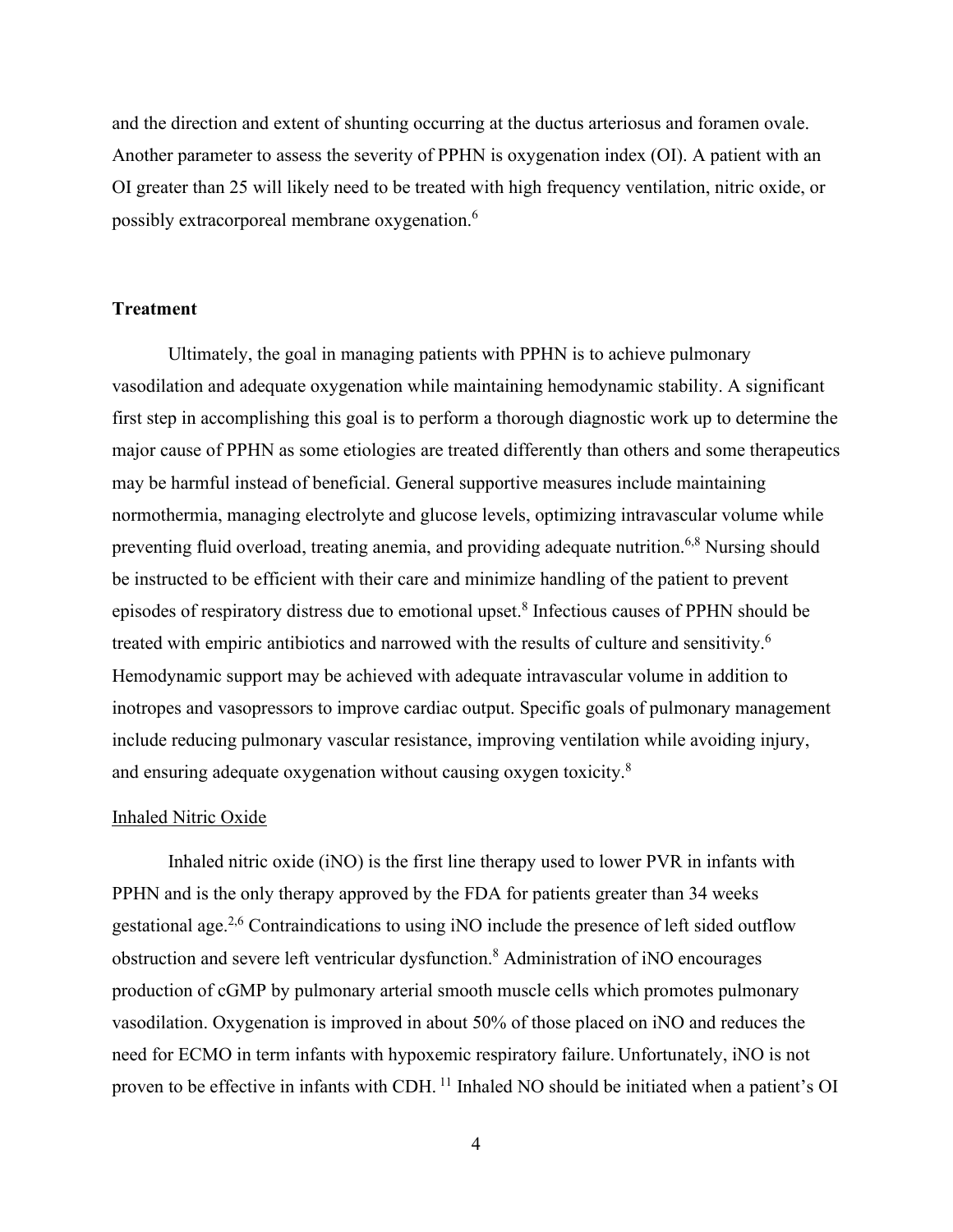and the direction and extent of shunting occurring at the ductus arteriosus and foramen ovale. Another parameter to assess the severity of PPHN is oxygenation index (OI). A patient with an OI greater than 25 will likely need to be treated with high frequency ventilation, nitric oxide, or possibly extracorporeal membrane oxygenation.[6]

## Treatment

Ultimately, the goal in managing patients with PPHN is to achieve pulmonary vasodilation and adequate oxygenation while maintaining hemodynamic stability. A significant first step in accomplishing this goal is to perform a thorough diagnostic work up to determine the major cause of PPHN as some etiologies are treated differently than others and some therapeutics may be harmful instead of beneficial. General supportive measures include maintaining normothermia, managing electrolyte and glucose levels, optimizing intravascular volume while preventing fluid overload, treating anemia, and providing adequate nutrition.[6,8] Nursing should be instructed to be efficient with their care and minimize handling of the patient to prevent episodes of respiratory distress due to emotional upset.[8] Infectious causes of PPHN should be treated with empiric antibiotics and narrowed with the results of culture and sensitivity.[6] Hemodynamic support may be achieved with adequate intravascular volume in addition to inotropes and vasopressors to improve cardiac output. Specific goals of pulmonary management include reducing pulmonary vascular resistance, improving ventilation while avoiding injury, and ensuring adequate oxygenation without causing oxygen toxicity.[8]

### Inhaled Nitric Oxide

Inhaled nitric oxide (iNO) is the first line therapy used to lower PVR in infants with PPHN and is the only therapy approved by the FDA for patients greater than 34 weeks gestational age.[2,6] Contraindications to using iNO include the presence of left sided outflow obstruction and severe left ventricular dysfunction.[8] Administration of iNO encourages production of cGMP by pulmonary arterial smooth muscle cells which promotes pulmonary vasodilation. Oxygenation is improved in about 50% of those placed on iNO and reduces the need for ECMO in term infants with hypoxemic respiratory failure. Unfortunately, iNO is not proven to be effective in infants with CDH.[11] Inhaled NO should be initiated when a patient's OI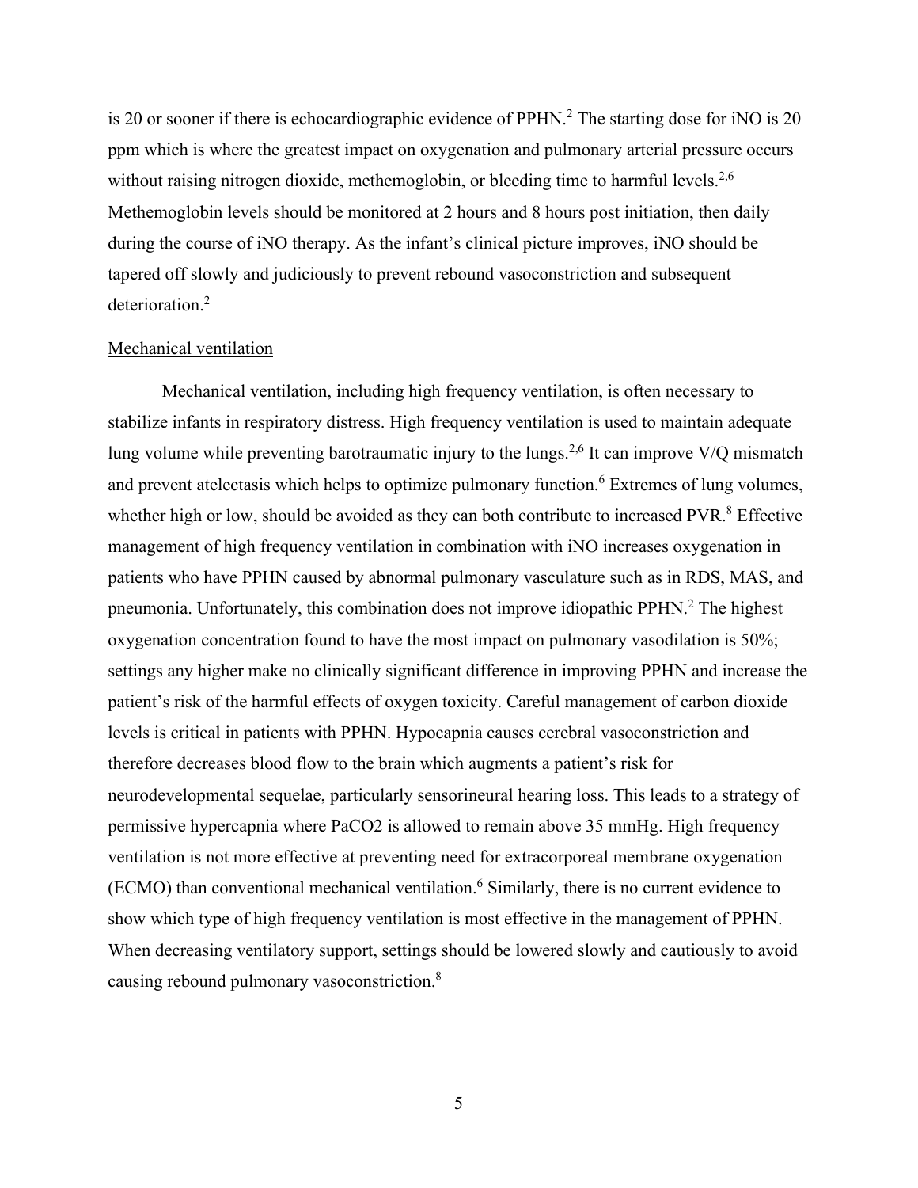is 20 or sooner if there is echocardiographic evidence of PPHN.[2] The starting dose for iNO is 20 ppm which is where the greatest impact on oxygenation and pulmonary arterial pressure occurs without raising nitrogen dioxide, methemoglobin, or bleeding time to harmful levels.[2,6] Methemoglobin levels should be monitored at 2 hours and 8 hours post initiation, then daily during the course of iNO therapy. As the infant's clinical picture improves, iNO should be tapered off slowly and judiciously to prevent rebound vasoconstriction and subsequent deterioration.[2]

Mechanical ventilation

Mechanical ventilation, including high frequency ventilation, is often necessary to stabilize infants in respiratory distress. High frequency ventilation is used to maintain adequate lung volume while preventing barotraumatic injury to the lungs.[2,6] It can improve V/Q mismatch and prevent atelectasis which helps to optimize pulmonary function.[6] Extremes of lung volumes, whether high or low, should be avoided as they can both contribute to increased PVR.[8] Effective management of high frequency ventilation in combination with iNO increases oxygenation in patients who have PPHN caused by abnormal pulmonary vasculature such as in RDS, MAS, and pneumonia. Unfortunately, this combination does not improve idiopathic PPHN.[2] The highest oxygenation concentration found to have the most impact on pulmonary vasodilation is 50%; settings any higher make no clinically significant difference in improving PPHN and increase the patient's risk of the harmful effects of oxygen toxicity. Careful management of carbon dioxide levels is critical in patients with PPHN. Hypocapnia causes cerebral vasoconstriction and therefore decreases blood flow to the brain which augments a patient's risk for neurodevelopmental sequelae, particularly sensorineural hearing loss. This leads to a strategy of permissive hypercapnia where $PaCO_2$ is allowed to remain above 35 mmHg. High frequency ventilation is not more effective at preventing need for extracorporeal membrane oxygenation (ECMO) than conventional mechanical ventilation.[6] Similarly, there is no current evidence to show which type of high frequency ventilation is most effective in the management of PPHN. When decreasing ventilatory support, settings should be lowered slowly and cautiously to avoid causing rebound pulmonary vasoconstriction.[8]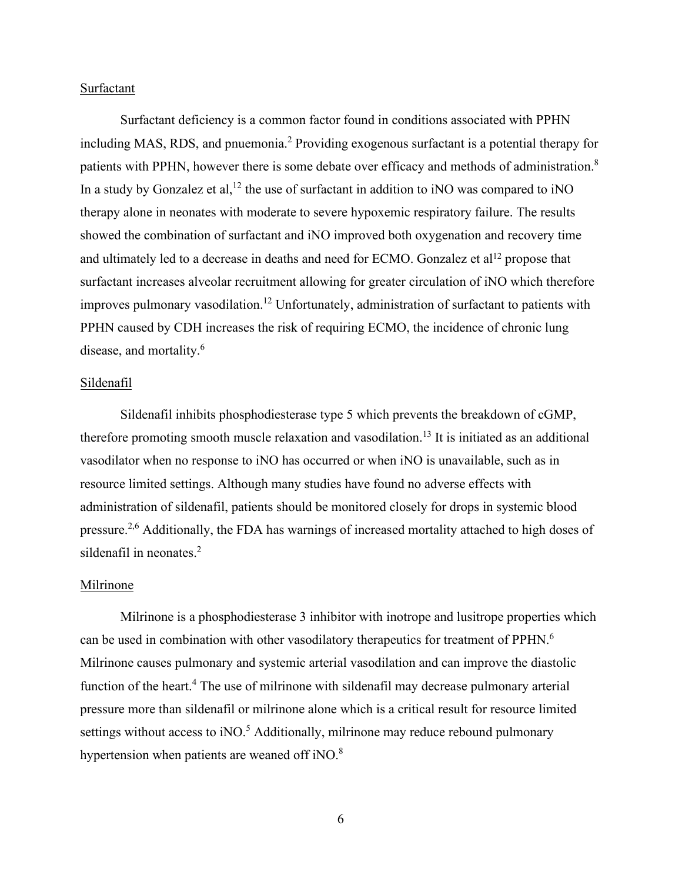### Surfactant

Surfactant deficiency is a common factor found in conditions associated with PPHN including MAS, RDS, and pnuemonia.[2] Providing exogenous surfactant is a potential therapy for patients with PPHN, however there is some debate over efficacy and methods of administration.[8] In a study by Gonzalez et al,[12] the use of surfactant in addition to iNO was compared to iNO therapy alone in neonates with moderate to severe hypoxemic respiratory failure. The results showed the combination of surfactant and iNO improved both oxygenation and recovery time and ultimately led to a decrease in deaths and need for ECMO. Gonzalez et al[12] propose that surfactant increases alveolar recruitment allowing for greater circulation of iNO which therefore improves pulmonary vasodilation.[12] Unfortunately, administration of surfactant to patients with PPHN caused by CDH increases the risk of requiring ECMO, the incidence of chronic lung disease, and mortality.[6]

### Sildenafil

Sildenafil inhibits phosphodiesterase type 5 which prevents the breakdown of cGMP, therefore promoting smooth muscle relaxation and vasodilation.[13] It is initiated as an additional vasodilator when no response to iNO has occurred or when iNO is unavailable, such as in resource limited settings. Although many studies have found no adverse effects with administration of sildenafil, patients should be monitored closely for drops in systemic blood pressure.[2,6] Additionally, the FDA has warnings of increased mortality attached to high doses of sildenafil in neonates.[2]

### Milrinone

Milrinone is a phosphodiesterase 3 inhibitor with inotrope and lusitrope properties which can be used in combination with other vasodilatory therapeutics for treatment of PPHN.[6] Milrinone causes pulmonary and systemic arterial vasodilation and can improve the diastolic function of the heart.[4] The use of milrinone with sildenafil may decrease pulmonary arterial pressure more than sildenafil or milrinone alone which is a critical result for resource limited settings without access to iNO.[5] Additionally, milrinone may reduce rebound pulmonary hypertension when patients are weaned off iNO.[8]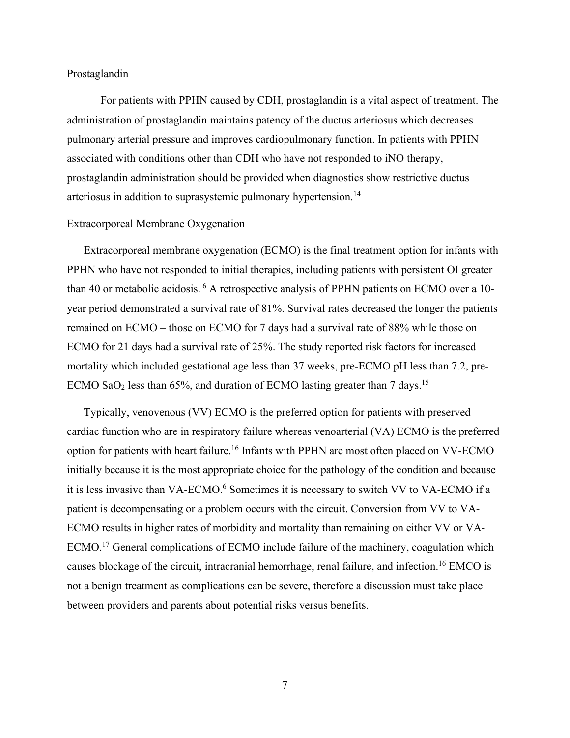## Prostaglandin

For patients with PPHN caused by CDH, prostaglandin is a vital aspect of treatment. The administration of prostaglandin maintains patency of the ductus arteriosus which decreases pulmonary arterial pressure and improves cardiopulmonary function. In patients with PPHN associated with conditions other than CDH who have not responded to iNO therapy, prostaglandin administration should be provided when diagnostics show restrictive ductus arteriosus in addition to suprasystemic pulmonary hypertension.[14]

## Extracorporeal Membrane Oxygenation

Extracorporeal membrane oxygenation (ECMO) is the final treatment option for infants with PPHN who have not responded to initial therapies, including patients with persistent OI greater than 40 or metabolic acidosis. [6] A retrospective analysis of PPHN patients on ECMO over a 10-year period demonstrated a survival rate of 81%. Survival rates decreased the longer the patients remained on ECMO – those on ECMO for 7 days had a survival rate of 88% while those on ECMO for 21 days had a survival rate of 25%. The study reported risk factors for increased mortality which included gestational age less than 37 weeks, pre-ECMO pH less than 7.2, pre-ECMO $SaO_2$ less than 65%, and duration of ECMO lasting greater than 7 days.[15]

Typically, venovenous (VV) ECMO is the preferred option for patients with preserved cardiac function who are in respiratory failure whereas venoarterial (VA) ECMO is the preferred option for patients with heart failure.[16] Infants with PPHN are most often placed on VV-ECMO initially because it is the most appropriate choice for the pathology of the condition and because it is less invasive than VA-ECMO.[6] Sometimes it is necessary to switch VV to VA-ECMO if a patient is decompensating or a problem occurs with the circuit. Conversion from VV to VA-ECMO results in higher rates of morbidity and mortality than remaining on either VV or VA-ECMO.[17] General complications of ECMO include failure of the machinery, coagulation which causes blockage of the circuit, intracranial hemorrhage, renal failure, and infection.[16] EMCO is not a benign treatment as complications can be severe, therefore a discussion must take place between providers and parents about potential risks versus benefits.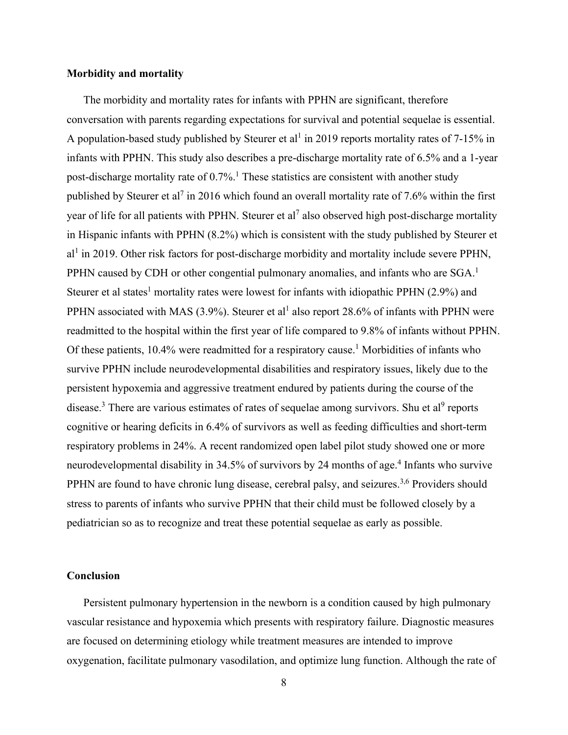## Morbidity and mortality

The morbidity and mortality rates for infants with PPHN are significant, therefore conversation with parents regarding expectations for survival and potential sequelae is essential. A population-based study published by Steurer et al[1] in 2019 reports mortality rates of 7-15% in infants with PPHN. This study also describes a pre-discharge mortality rate of 6.5% and a 1-year post-discharge mortality rate of 0.7%.[1] These statistics are consistent with another study published by Steurer et al[7] in 2016 which found an overall mortality rate of 7.6% within the first year of life for all patients with PPHN. Steurer et al[7] also observed high post-discharge mortality in Hispanic infants with PPHN (8.2%) which is consistent with the study published by Steurer et al[1] in 2019. Other risk factors for post-discharge morbidity and mortality include severe PPHN, PPHN caused by CDH or other congential pulmonary anomalies, and infants who are SGA.[1] Steurer et al states[1] mortality rates were lowest for infants with idiopathic PPHN (2.9%) and PPHN associated with MAS (3.9%). Steurer et al[1] also report 28.6% of infants with PPHN were readmitted to the hospital within the first year of life compared to 9.8% of infants without PPHN. Of these patients, 10.4% were readmitted for a respiratory cause.[1] Morbidities of infants who survive PPHN include neurodevelopmental disabilities and respiratory issues, likely due to the persistent hypoxemia and aggressive treatment endured by patients during the course of the disease.[3] There are various estimates of rates of sequelae among survivors. Shu et al[9] reports cognitive or hearing deficits in 6.4% of survivors as well as feeding difficulties and short-term respiratory problems in 24%. A recent randomized open label pilot study showed one or more neurodevelopmental disability in 34.5% of survivors by 24 months of age.[4] Infants who survive PPHN are found to have chronic lung disease, cerebral palsy, and seizures.[3,6] Providers should stress to parents of infants who survive PPHN that their child must be followed closely by a pediatrician so as to recognize and treat these potential sequelae as early as possible.

## Conclusion

Persistent pulmonary hypertension in the newborn is a condition caused by high pulmonary vascular resistance and hypoxemia which presents with respiratory failure. Diagnostic measures are focused on determining etiology while treatment measures are intended to improve oxygenation, facilitate pulmonary vasodilation, and optimize lung function. Although the rate of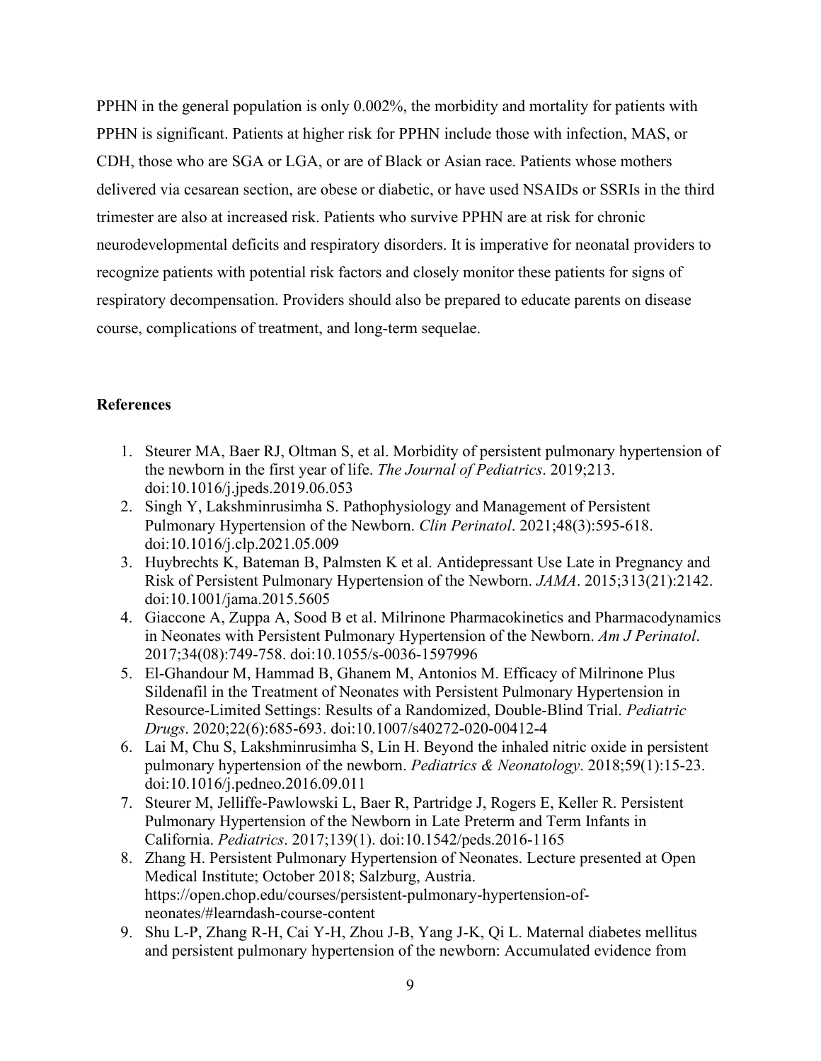PPHN in the general population is only 0.002%, the morbidity and mortality for patients with PPHN is significant. Patients at higher risk for PPHN include those with infection, MAS, or CDH, those who are SGA or LGA, or are of Black or Asian race. Patients whose mothers delivered via cesarean section, are obese or diabetic, or have used NSAIDs or SSRIs in the third trimester are also at increased risk. Patients who survive PPHN are at risk for chronic neurodevelopmental deficits and respiratory disorders. It is imperative for neonatal providers to recognize patients with potential risk factors and closely monitor these patients for signs of respiratory decompensation. Providers should also be prepared to educate parents on disease course, complications of treatment, and long-term sequelae.

**References**

1. Steurer MA, Baer RJ, Oltman S, et al. Morbidity of persistent pulmonary hypertension of the newborn in the first year of life. *The Journal of Pediatrics*. 2019;213. doi:10.1016/j.jpeds.2019.06.053
2. Singh Y, Lakshminrusimha S. Pathophysiology and Management of Persistent Pulmonary Hypertension of the Newborn. *Clin Perinatol*. 2021;48(3):595-618. doi:10.1016/j.clp.2021.05.009
3. Huybrechts K, Bateman B, Palmsten K et al. Antidepressant Use Late in Pregnancy and Risk of Persistent Pulmonary Hypertension of the Newborn. *JAMA*. 2015;313(21):2142. doi:10.1001/jama.2015.5605
4. Giaccone A, Zuppa A, Sood B et al. Milrinone Pharmacokinetics and Pharmacodynamics in Neonates with Persistent Pulmonary Hypertension of the Newborn. *Am J Perinatol*. 2017;34(08):749-758. doi:10.1055/s-0036-1597996
5. El-Ghandour M, Hammad B, Ghanem M, Antonios M. Efficacy of Milrinone Plus Sildenafil in the Treatment of Neonates with Persistent Pulmonary Hypertension in Resource-Limited Settings: Results of a Randomized, Double-Blind Trial. *Pediatric Drugs*. 2020;22(6):685-693. doi:10.1007/s40272-020-00412-4
6. Lai M, Chu S, Lakshminrusimha S, Lin H. Beyond the inhaled nitric oxide in persistent pulmonary hypertension of the newborn. *Pediatrics & Neonatology*. 2018;59(1):15-23. doi:10.1016/j.pedneo.2016.09.011
7. Steurer M, Jelliffe-Pawlowski L, Baer R, Partridge J, Rogers E, Keller R. Persistent Pulmonary Hypertension of the Newborn in Late Preterm and Term Infants in California. *Pediatrics*. 2017;139(1). doi:10.1542/peds.2016-1165
8. Zhang H. Persistent Pulmonary Hypertension of Neonates. Lecture presented at Open Medical Institute; October 2018; Salzburg, Austria. https://open.chop.edu/courses/persistent-pulmonary-hypertension-of-neonates/#learndash-course-content
9. Shu L-P, Zhang R-H, Cai Y-H, Zhou J-B, Yang J-K, Qi L. Maternal diabetes mellitus and persistent pulmonary hypertension of the newborn: Accumulated evidence from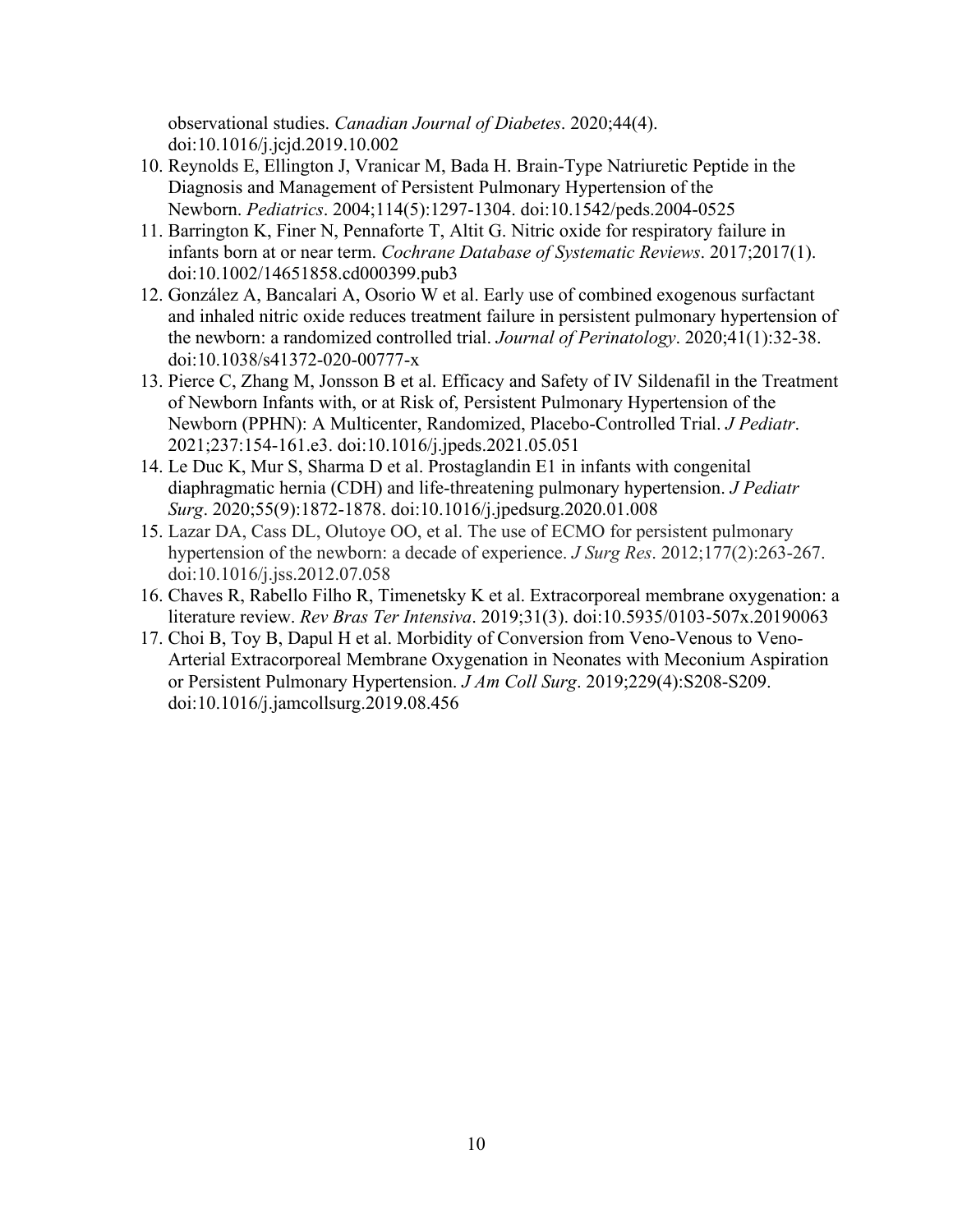observational studies. *Canadian Journal of Diabetes*. 2020;44(4). doi:10.1016/j.jcjd.2019.10.002

10. Reynolds E, Ellington J, Vranicar M, Bada H. Brain-Type Natriuretic Peptide in the Diagnosis and Management of Persistent Pulmonary Hypertension of the Newborn. *Pediatrics*. 2004;114(5):1297-1304. doi:10.1542/peds.2004-0525
11. Barrington K, Finer N, Pennaforte T, Altit G. Nitric oxide for respiratory failure in infants born at or near term. *Cochrane Database of Systematic Reviews*. 2017;2017(1). doi:10.1002/14651858.cd000399.pub3
12. González A, Bancalari A, Osorio W et al. Early use of combined exogenous surfactant and inhaled nitric oxide reduces treatment failure in persistent pulmonary hypertension of the newborn: a randomized controlled trial. *Journal of Perinatology*. 2020;41(1):32-38. doi:10.1038/s41372-020-00777-x
13. Pierce C, Zhang M, Jonsson B et al. Efficacy and Safety of IV Sildenafil in the Treatment of Newborn Infants with, or at Risk of, Persistent Pulmonary Hypertension of the Newborn (PPHN): A Multicenter, Randomized, Placebo-Controlled Trial. *J Pediatr*. 2021;237:154-161.e3. doi:10.1016/j.jpeds.2021.05.051
14. Le Duc K, Mur S, Sharma D et al. Prostaglandin E1 in infants with congenital diaphragmatic hernia (CDH) and life-threatening pulmonary hypertension. *J Pediatr Surg*. 2020;55(9):1872-1878. doi:10.1016/j.jpedsurg.2020.01.008
15. Lazar DA, Cass DL, Olutoye OO, et al. The use of ECMO for persistent pulmonary hypertension of the newborn: a decade of experience. *J Surg Res*. 2012;177(2):263-267. doi:10.1016/j.jss.2012.07.058
16. Chaves R, Rabello Filho R, Timenetsky K et al. Extracorporeal membrane oxygenation: a literature review. *Rev Bras Ter Intensiva*. 2019;31(3). doi:10.5935/0103-507x.20190063
17. Choi B, Toy B, Dapul H et al. Morbidity of Conversion from Veno-Venous to Veno-Arterial Extracorporeal Membrane Oxygenation in Neonates with Meconium Aspiration or Persistent Pulmonary Hypertension. *J Am Coll Surg*. 2019;229(4):S208-S209. doi:10.1016/j.jamcollsurg.2019.08.456